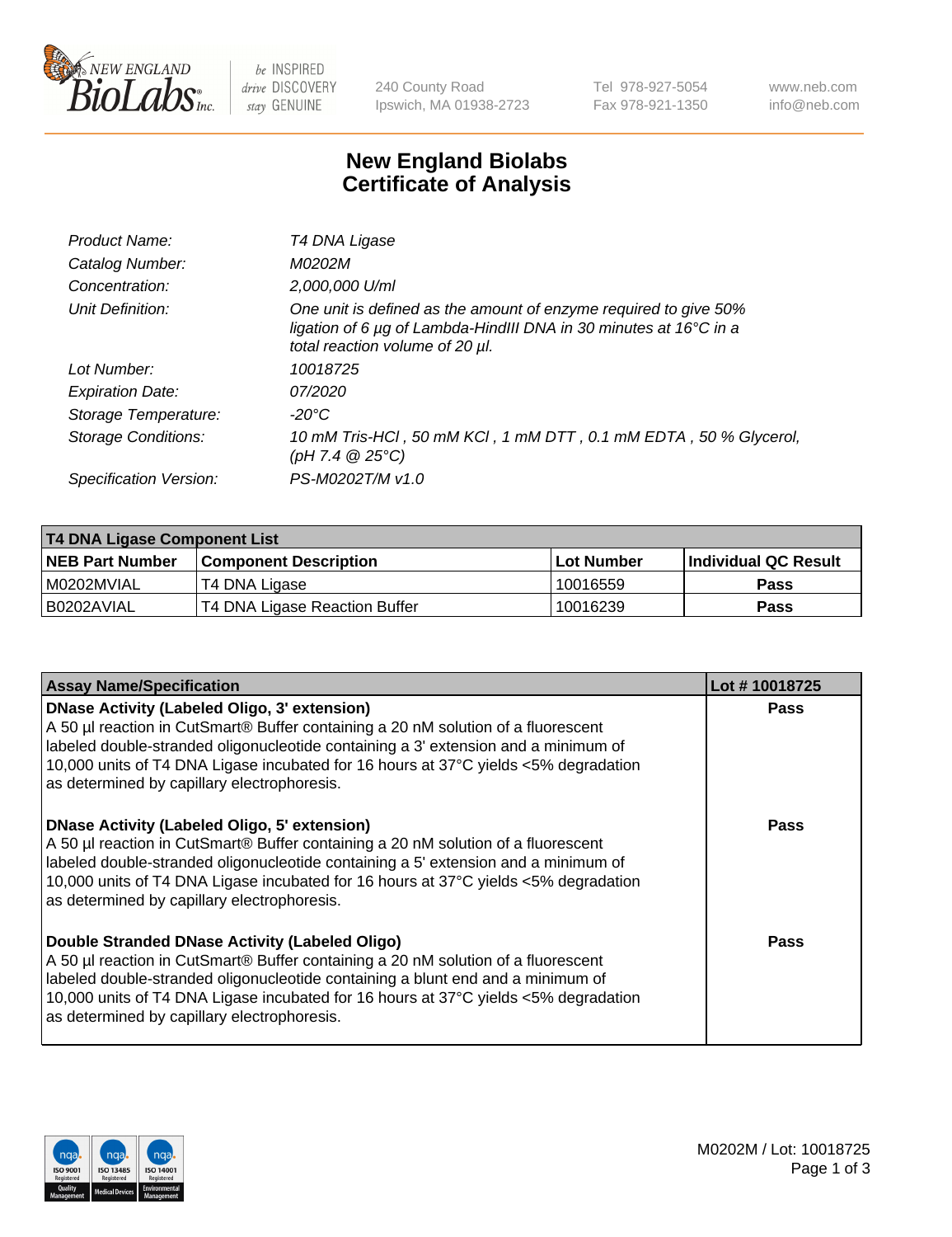240 County Road
Ipswich, MA 01938-2723

Tel 978-927-5054
Fax 978-921-1350

www.neb.com
info@neb.com

# New England Biolabs
# Certificate of Analysis

| | |
|---|---|
| *Product Name:* | *T4 DNA Ligase* |
| *Catalog Number:* | *M0202M* |
| *Concentration:* | *2,000,000 U/ml* |
| *Unit Definition:* | *One unit is defined as the amount of enzyme required to give 50% ligation of 6 µg of Lambda-HindIII DNA in 30 minutes at 16°C in a total reaction volume of 20 µl.* |
| *Lot Number:* | *10018725* |
| *Expiration Date:* | *07/2020* |
| *Storage Temperature:* | *-20°C* |
| *Storage Conditions:* | *10 mM Tris-HCl , 50 mM KCl , 1 mM DTT , 0.1 mM EDTA , 50 % Glycerol, (pH 7.4 @ 25°C)* |
| *Specification Version:* | *PS-M0202T/M v1.0* |

| T4 DNA Ligase Component List | | | |
|---|---|---|---|
| **NEB Part Number** | **Component Description** | **Lot Number** | **Individual QC Result** |
| M0202MVIAL | T4 DNA Ligase | 10016559 | Pass |
| B0202AVIAL | T4 DNA Ligase Reaction Buffer | 10016239 | Pass |

| Assay Name/Specification | Lot # 10018725 |
|---|---|
| **DNase Activity (Labeled Oligo, 3' extension)** A 50 µl reaction in CutSmart® Buffer containing a 20 nM solution of a fluorescent labeled double-stranded oligonucleotide containing a 3' extension and a minimum of 10,000 units of T4 DNA Ligase incubated for 16 hours at 37°C yields <5% degradation as determined by capillary electrophoresis. | Pass |
| **DNase Activity (Labeled Oligo, 5' extension)** A 50 µl reaction in CutSmart® Buffer containing a 20 nM solution of a fluorescent labeled double-stranded oligonucleotide containing a 5' extension and a minimum of 10,000 units of T4 DNA Ligase incubated for 16 hours at 37°C yields <5% degradation as determined by capillary electrophoresis. | Pass |
| **Double Stranded DNase Activity (Labeled Oligo)** A 50 µl reaction in CutSmart® Buffer containing a 20 nM solution of a fluorescent labeled double-stranded oligonucleotide containing a blunt end and a minimum of 10,000 units of T4 DNA Ligase incubated for 16 hours at 37°C yields <5% degradation as determined by capillary electrophoresis. | Pass |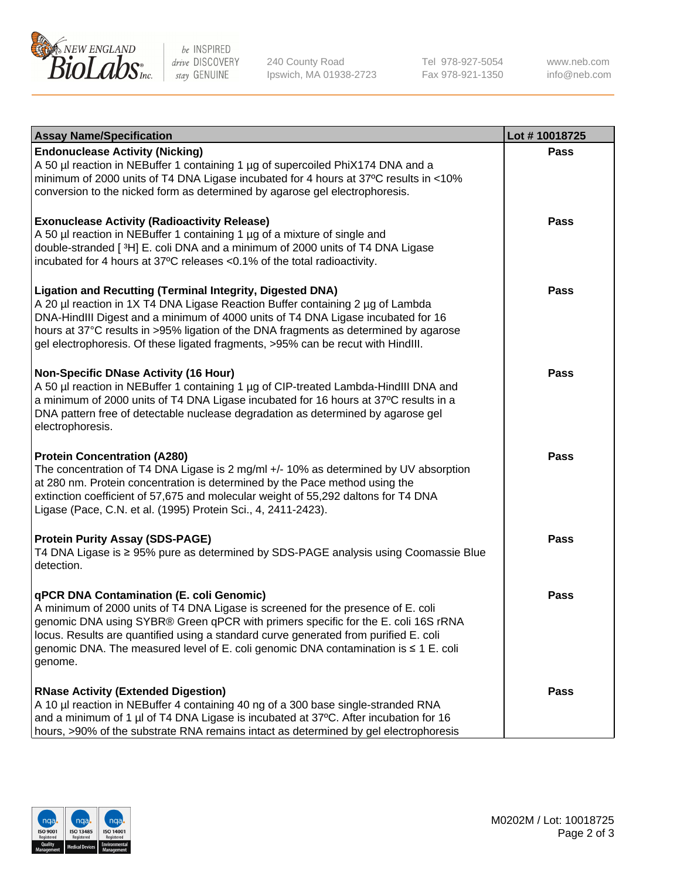| Assay Name/Specification | Lot # 10018725 |
|---|---|
| **Endonuclease Activity (Nicking)**<br>A 50 µl reaction in NEBuffer 1 containing 1 µg of supercoiled PhiX174 DNA and a minimum of 2000 units of T4 DNA Ligase incubated for 4 hours at 37ºC results in <10% conversion to the nicked form as determined by agarose gel electrophoresis. | Pass |
| **Exonuclease Activity (Radioactivity Release)**<br>A 50 µl reaction in NEBuffer 1 containing 1 µg of a mixture of single and double-stranded [ $^{3}H$] E. coli DNA and a minimum of 2000 units of T4 DNA Ligase incubated for 4 hours at 37ºC releases <0.1% of the total radioactivity. | Pass |
| **Ligation and Recutting (Terminal Integrity, Digested DNA)**<br>A 20 µl reaction in 1X T4 DNA Ligase Reaction Buffer containing 2 µg of Lambda DNA-HindIII Digest and a minimum of 4000 units of T4 DNA Ligase incubated for 16 hours at 37°C results in >95% ligation of the DNA fragments as determined by agarose gel electrophoresis. Of these ligated fragments, >95% can be recut with HindIII. | Pass |
| **Non-Specific DNase Activity (16 Hour)**<br>A 50 µl reaction in NEBuffer 1 containing 1 µg of CIP-treated Lambda-HindIII DNA and a minimum of 2000 units of T4 DNA Ligase incubated for 16 hours at 37ºC results in a DNA pattern free of detectable nuclease degradation as determined by agarose gel electrophoresis. | Pass |
| **Protein Concentration (A280)**<br>The concentration of T4 DNA Ligase is 2 mg/ml +/- 10% as determined by UV absorption at 280 nm. Protein concentration is determined by the Pace method using the extinction coefficient of 57,675 and molecular weight of 55,292 daltons for T4 DNA Ligase (Pace, C.N. et al. (1995) Protein Sci., 4, 2411-2423). | Pass |
| **Protein Purity Assay (SDS-PAGE)**<br>T4 DNA Ligase is ≥ 95% pure as determined by SDS-PAGE analysis using Coomassie Blue detection. | Pass |
| **qPCR DNA Contamination (E. coli Genomic)**<br>A minimum of 2000 units of T4 DNA Ligase is screened for the presence of E. coli genomic DNA using SYBR® Green qPCR with primers specific for the E. coli 16S rRNA locus. Results are quantified using a standard curve generated from purified E. coli genomic DNA. The measured level of E. coli genomic DNA contamination is ≤ 1 E. coli genome. | Pass |
| **RNase Activity (Extended Digestion)**<br>A 10 µl reaction in NEBuffer 4 containing 40 ng of a 300 base single-stranded RNA and a minimum of 1 µl of T4 DNA Ligase is incubated at 37ºC. After incubation for 16 hours, >90% of the substrate RNA remains intact as determined by gel electrophoresis | Pass |

M0202M / Lot: 10018725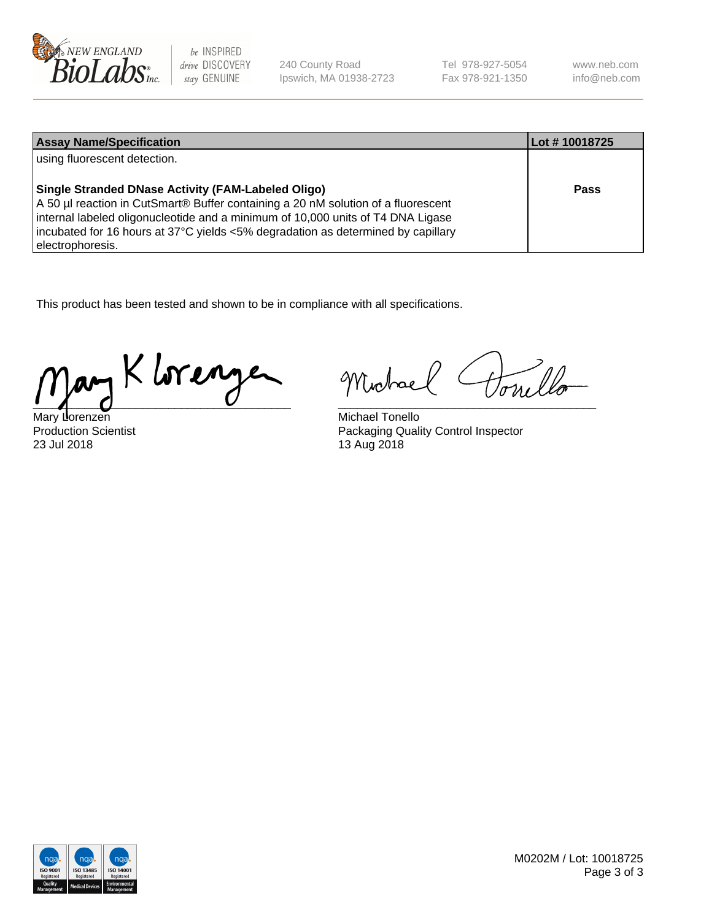| Assay Name/Specification | Lot # 10018725 |
|---|---|
| using fluorescent detection. | |
| **Single Stranded DNase Activity (FAM-Labeled Oligo)**<br>A 50 µl reaction in CutSmart® Buffer containing a 20 nM solution of a fluorescent internal labeled oligonucleotide and a minimum of 10,000 units of T4 DNA Ligase incubated for 16 hours at 37°C yields <5% degradation as determined by capillary electrophoresis. | **Pass** |

This product has been tested and shown to be in compliance with all specifications.

Mary Lorenzen
Production Scientist
23 Jul 2018

Michael Tonello
Packaging Quality Control Inspector
13 Aug 2018

M0202M / Lot: 10018725